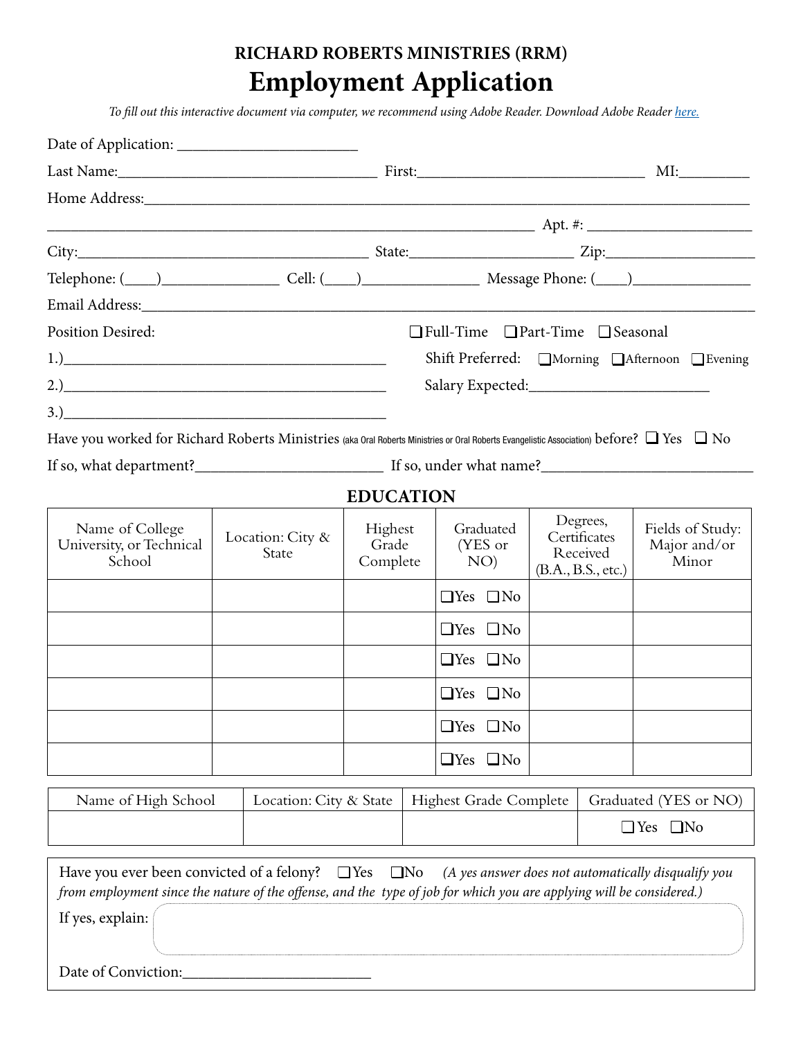**RICHARD ROBERTS MINISTRIES (RRM)**

# Employment Application

*To fill out this interactive document via computer, we recommend using Adobe Reader. Download Adobe Reader here.*

Date of Application: ______________________

Last Name: ______________________ First: ______________________ MI: ________

Home Address: ____________________________________________

____________________________________________ Apt. #: ______________

City: ______________________ State: ______________ Zip: ______________

Telephone: (____)______________ Cell: (____)______________ Message Phone: (____)______________

Email Address: ____________________________________________

Position Desired: ☐ Full-Time ☐ Part-Time ☐ Seasonal

1.) ______________________________ Shift Preferred: ☐ Morning ☐ Afternoon ☐ Evening

2.) ______________________________ Salary Expected: ______________________

3.) ______________________________

Have you worked for Richard Roberts Ministries (aka Oral Roberts Ministries or Oral Roberts Evangelistic Association) before? ☐ Yes ☐ No

If so, what department? ______________________ If so, under what name? ______________________

## EDUCATION

| Name of College University, or Technical School | Location: City & State | Highest Grade Complete | Graduated (YES or NO) | Degrees, Certificates Received (B.A., B.S., etc.) | Fields of Study: Major and/or Minor |
|---|---|---|---|---|---|
| | | | ☐Yes ☐No | | |
| | | | ☐Yes ☐No | | |
| | | | ☐Yes ☐No | | |
| | | | ☐Yes ☐No | | |
| | | | ☐Yes ☐No | | |
| | | | ☐Yes ☐No | | |

| Name of High School | Location: City & State | Highest Grade Complete | Graduated (YES or NO) |
|---|---|---|---|
| | | | ☐Yes ☐No |

Have you ever been convicted of a felony? ☐Yes ☐No *(A yes answer does not automatically disqualify you from employment since the nature of the offense, and the type of job for which you are applying will be considered.)*

If yes, explain:

Date of Conviction: ______________________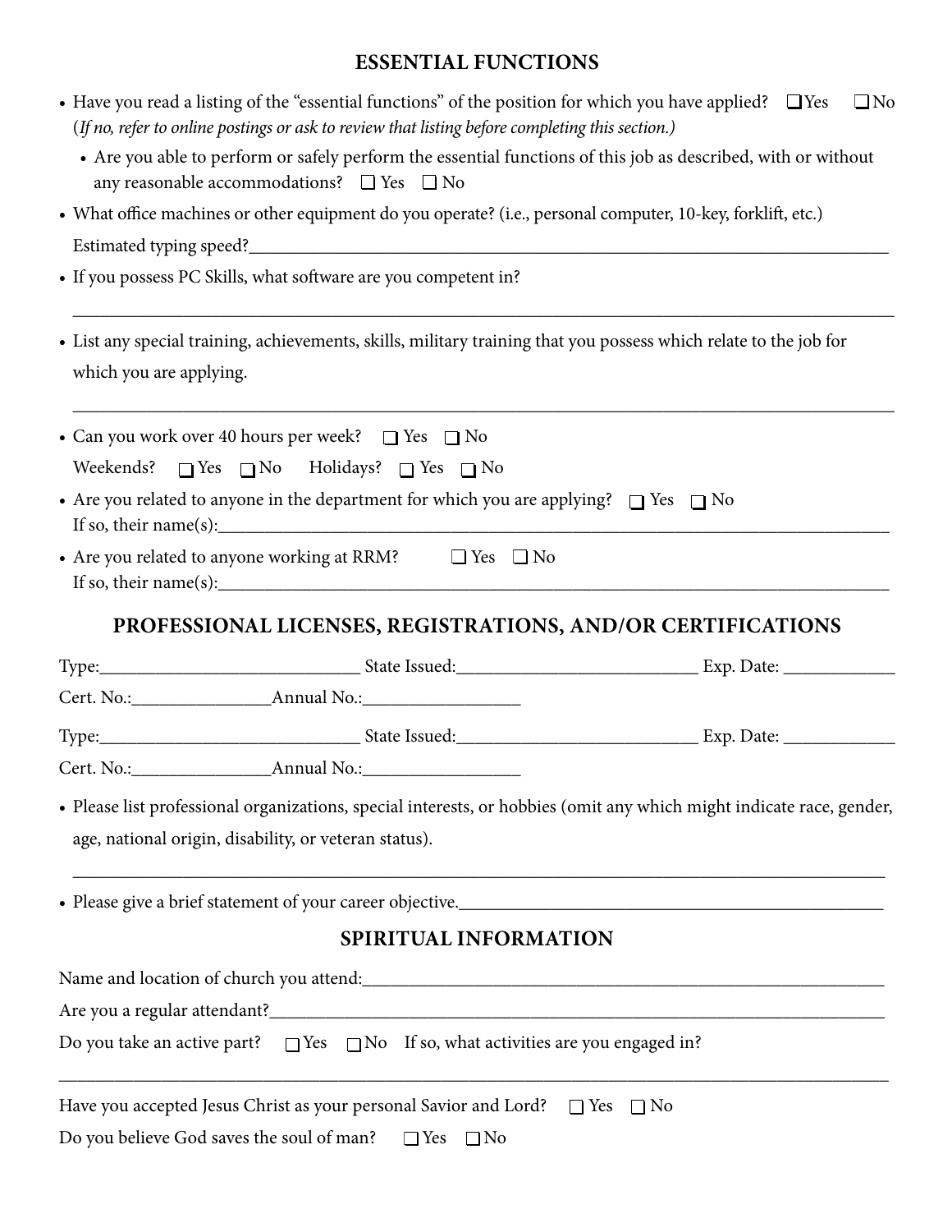## ESSENTIAL FUNCTIONS

- Have you read a listing of the "essential functions" of the position for which you have applied? ☐ Yes ☐ No (*If no, refer to online postings or ask to review that listing before completing this section.)*
  - Are you able to perform or safely perform the essential functions of this job as described, with or without any reasonable accommodations? ☐ Yes ☐ No
- What office machines or other equipment do you operate? (i.e., personal computer, 10-key, forklift, etc.)

  Estimated typing speed?______________________________________________________________________
- If you possess PC Skills, what software are you competent in?

  ______________________________________________________________________________________
- List any special training, achievements, skills, military training that you possess which relate to the job for which you are applying.

  ______________________________________________________________________________________
- Can you work over 40 hours per week? ☐ Yes ☐ No

  Weekends? ☐ Yes ☐ No Holidays? ☐ Yes ☐ No
- Are you related to anyone in the department for which you are applying? ☐ Yes ☐ No

  If so, their name(s):__________________________________________________________________________
- Are you related to anyone working at RRM? ☐ Yes ☐ No

  If so, their name(s):__________________________________________________________________________

## PROFESSIONAL LICENSES, REGISTRATIONS, AND/OR CERTIFICATIONS

Type:____________________________ State Issued:__________________________ Exp. Date: ____________

Cert. No.:_______________Annual No.:________________

Type:____________________________ State Issued:__________________________ Exp. Date: ____________

Cert. No.:_______________Annual No.:________________

- Please list professional organizations, special interests, or hobbies (omit any which might indicate race, gender, age, national origin, disability, or veteran status).

  ______________________________________________________________________________________
- Please give a brief statement of your career objective.____________________________________________

## SPIRITUAL INFORMATION

Name and location of church you attend:_______________________________________________________

Are you a regular attendant?_______________________________________________________________

Do you take an active part? ☐ Yes ☐ No If so, what activities are you engaged in?

______________________________________________________________________________________

Have you accepted Jesus Christ as your personal Savior and Lord? ☐ Yes ☐ No

Do you believe God saves the soul of man? ☐ Yes ☐ No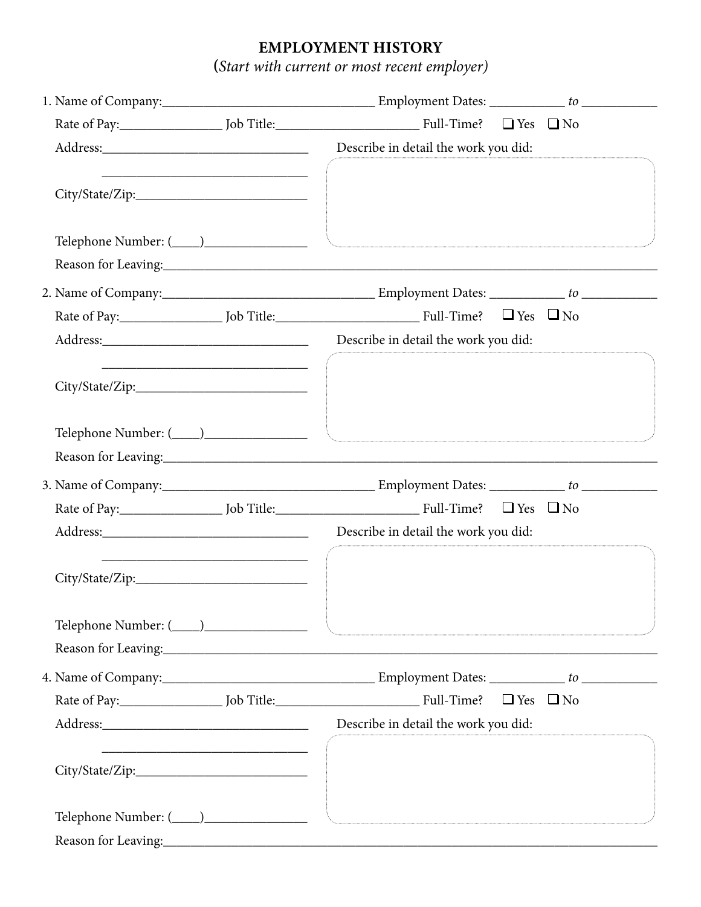## EMPLOYMENT HISTORY

(*Start with current or most recent employer)*

1. Name of Company:________________________________ Employment Dates: ___________ *to* ___________

   Rate of Pay:_______________ Job Title:_____________________ Full-Time? ❑ Yes ❑ No

   Address:_______________________________ Describe in detail the work you did:

   _______________________________

   City/State/Zip:_________________________

   Telephone Number: (____)_______________

   Reason for Leaving:________________________________________________________________________________

2. Name of Company:________________________________ Employment Dates: ___________ *to* ___________

   Rate of Pay:_______________ Job Title:_____________________ Full-Time? ❑ Yes ❑ No

   Address:_______________________________ Describe in detail the work you did:

   _______________________________

   City/State/Zip:_________________________

   Telephone Number: (____)_______________

   Reason for Leaving:________________________________________________________________________________

3. Name of Company:________________________________ Employment Dates: ___________ *to* ___________

   Rate of Pay:_______________ Job Title:_____________________ Full-Time? ❑ Yes ❑ No

   Address:_______________________________ Describe in detail the work you did:

   _______________________________

   City/State/Zip:_________________________

   Telephone Number: (____)_______________

   Reason for Leaving:________________________________________________________________________________

4. Name of Company:________________________________ Employment Dates: ___________ *to* ___________

   Rate of Pay:_______________ Job Title:_____________________ Full-Time? ❑ Yes ❑ No

   Address:_______________________________ Describe in detail the work you did:

   _______________________________

   City/State/Zip:_________________________

   Telephone Number: (____)_______________

   Reason for Leaving:________________________________________________________________________________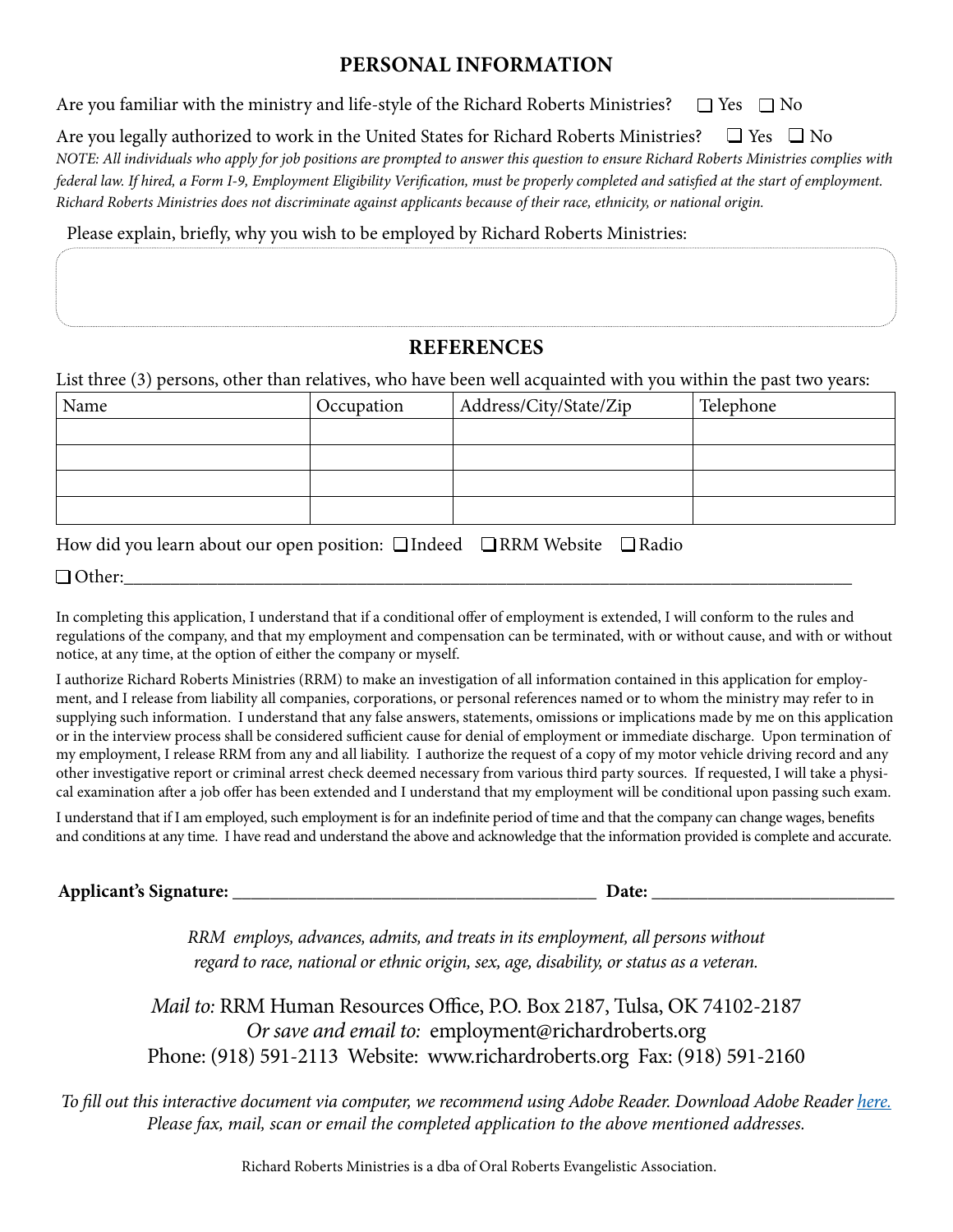## PERSONAL INFORMATION

Are you familiar with the ministry and life-style of the Richard Roberts Ministries? ☐ Yes ☐ No

Are you legally authorized to work in the United States for Richard Roberts Ministries? ☐ Yes ☐ No

*NOTE: All individuals who apply for job positions are prompted to answer this question to ensure Richard Roberts Ministries complies with federal law. If hired, a Form I-9, Employment Eligibility Verification, must be properly completed and satisfied at the start of employment. Richard Roberts Ministries does not discriminate against applicants because of their race, ethnicity, or national origin.*

Please explain, briefly, why you wish to be employed by Richard Roberts Ministries:

## REFERENCES

List three (3) persons, other than relatives, who have been well acquainted with you within the past two years:

| Name | Occupation | Address/City/State/Zip | Telephone |
|---|---|---|---|
| | | | |
| | | | |
| | | | |
| | | | |

How did you learn about our open position: ☐ Indeed ☐ RRM Website ☐ Radio

☐ Other:_______________________________________________

In completing this application, I understand that if a conditional offer of employment is extended, I will conform to the rules and regulations of the company, and that my employment and compensation can be terminated, with or without cause, and with or without notice, at any time, at the option of either the company or myself.

I authorize Richard Roberts Ministries (RRM) to make an investigation of all information contained in this application for employment, and I release from liability all companies, corporations, or personal references named or to whom the ministry may refer to in supplying such information. I understand that any false answers, statements, omissions or implications made by me on this application or in the interview process shall be considered sufficient cause for denial of employment or immediate discharge. Upon termination of my employment, I release RRM from any and all liability. I authorize the request of a copy of my motor vehicle driving record and any other investigative report or criminal arrest check deemed necessary from various third party sources. If requested, I will take a physical examination after a job offer has been extended and I understand that my employment will be conditional upon passing such exam.

I understand that if I am employed, such employment is for an indefinite period of time and that the company can change wages, benefits and conditions at any time. I have read and understand the above and acknowledge that the information provided is complete and accurate.

**Applicant's Signature:** _______________________________ **Date:** ____________________

*RRM employs, advances, admits, and treats in its employment, all persons without regard to race, national or ethnic origin, sex, age, disability, or status as a veteran.*

*Mail to:* RRM Human Resources Office, P.O. Box 2187, Tulsa, OK 74102-2187
*Or save and email to:* employment@richardroberts.org
Phone: (918) 591-2113 Website: www.richardroberts.org Fax: (918) 591-2160

*To fill out this interactive document via computer, we recommend using Adobe Reader. Download Adobe Reader here.*
*Please fax, mail, scan or email the completed application to the above mentioned addresses.*

Richard Roberts Ministries is a dba of Oral Roberts Evangelistic Association.